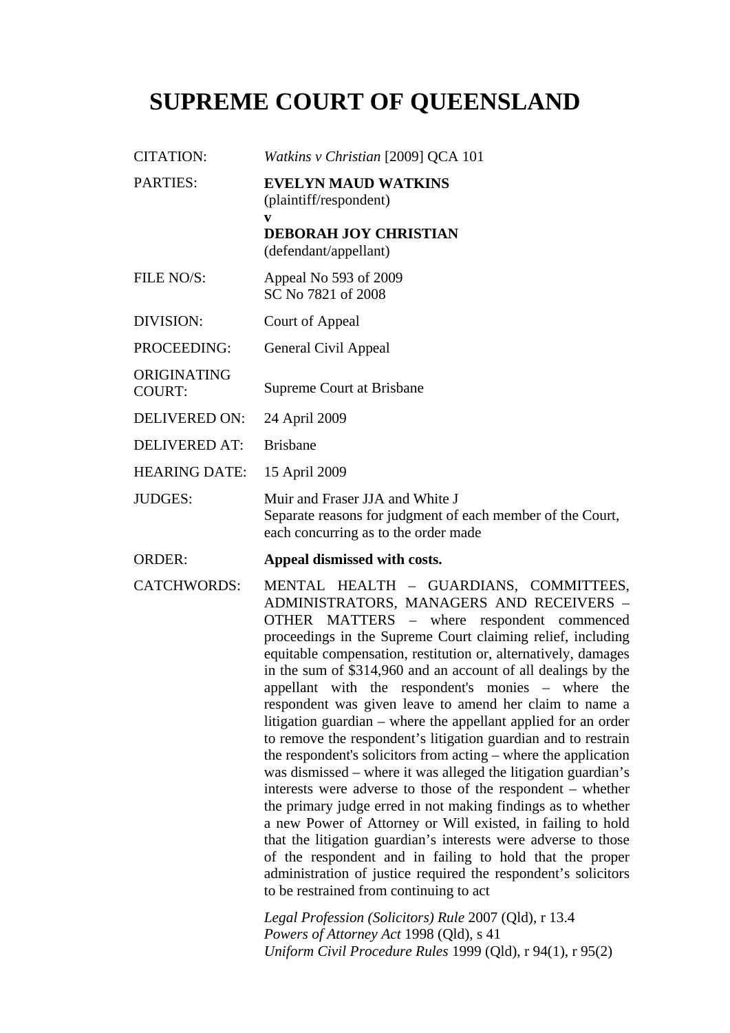# SUPREME COURT OF QUEENSLAND

| | |
|---|---|
| CITATION: | *Watkins v Christian* [2009] QCA 101 |
| PARTIES: | **EVELYN MAUD WATKINS**<br>(plaintiff/respondent)<br>**v**<br>**DEBORAH JOY CHRISTIAN**<br>(defendant/appellant) |
| FILE NO/S: | Appeal No 593 of 2009<br>SC No 7821 of 2008 |
| DIVISION: | Court of Appeal |
| PROCEEDING: | General Civil Appeal |
| ORIGINATING COURT: | Supreme Court at Brisbane |
| DELIVERED ON: | 24 April 2009 |
| DELIVERED AT: | Brisbane |
| HEARING DATE: | 15 April 2009 |
| JUDGES: | Muir and Fraser JJA and White J<br>Separate reasons for judgment of each member of the Court, each concurring as to the order made |
| ORDER: | **Appeal dismissed with costs.** |
| CATCHWORDS: | MENTAL HEALTH – GUARDIANS, COMMITTEES, ADMINISTRATORS, MANAGERS AND RECEIVERS – OTHER MATTERS – where respondent commenced proceedings in the Supreme Court claiming relief, including equitable compensation, restitution or, alternatively, damages in the sum of $314,960 and an account of all dealings by the appellant with the respondent's monies – where the respondent was given leave to amend her claim to name a litigation guardian – where the appellant applied for an order to remove the respondent's litigation guardian and to restrain the respondent's solicitors from acting – where the application was dismissed – where it was alleged the litigation guardian's interests were adverse to those of the respondent – whether the primary judge erred in not making findings as to whether a new Power of Attorney or Will existed, in failing to hold that the litigation guardian's interests were adverse to those of the respondent and in failing to hold that the proper administration of justice required the respondent's solicitors to be restrained from continuing to act<br><br>*Legal Profession (Solicitors) Rule* 2007 (Qld), r 13.4<br>*Powers of Attorney Act* 1998 (Qld), s 41<br>*Uniform Civil Procedure Rules* 1999 (Qld), r 94(1), r 95(2) |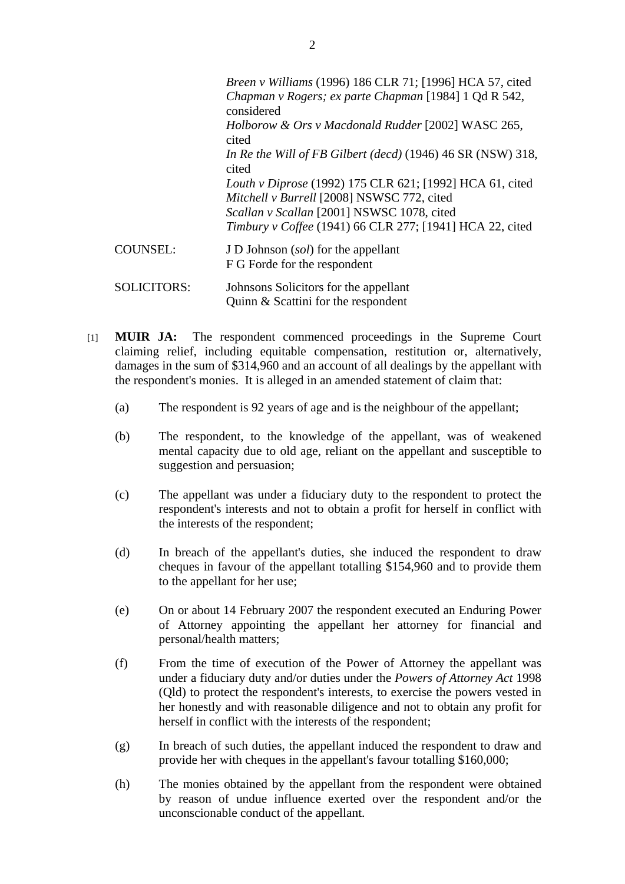*Breen v Williams* (1996) 186 CLR 71; [1996] HCA 57, cited
*Chapman v Rogers; ex parte Chapman* [1984] 1 Qd R 542, considered
*Holborow & Ors v Macdonald Rudder* [2002] WASC 265, cited
*In Re the Will of FB Gilbert (decd)* (1946) 46 SR (NSW) 318, cited
*Louth v Diprose* (1992) 175 CLR 621; [1992] HCA 61, cited
*Mitchell v Burrell* [2008] NSWSC 772, cited
*Scallan v Scallan* [2001] NSWSC 1078, cited
*Timbury v Coffee* (1941) 66 CLR 277; [1941] HCA 22, cited

COUNSEL: J D Johnson (*sol*) for the appellant
F G Forde for the respondent

SOLICITORS: Johnsons Solicitors for the appellant
Quinn & Scattini for the respondent

[1] **MUIR JA:** The respondent commenced proceedings in the Supreme Court claiming relief, including equitable compensation, restitution or, alternatively, damages in the sum of $314,960 and an account of all dealings by the appellant with the respondent's monies. It is alleged in an amended statement of claim that:

(a) The respondent is 92 years of age and is the neighbour of the appellant;

(b) The respondent, to the knowledge of the appellant, was of weakened mental capacity due to old age, reliant on the appellant and susceptible to suggestion and persuasion;

(c) The appellant was under a fiduciary duty to the respondent to protect the respondent's interests and not to obtain a profit for herself in conflict with the interests of the respondent;

(d) In breach of the appellant's duties, she induced the respondent to draw cheques in favour of the appellant totalling $154,960 and to provide them to the appellant for her use;

(e) On or about 14 February 2007 the respondent executed an Enduring Power of Attorney appointing the appellant her attorney for financial and personal/health matters;

(f) From the time of execution of the Power of Attorney the appellant was under a fiduciary duty and/or duties under the *Powers of Attorney Act* 1998 (Qld) to protect the respondent's interests, to exercise the powers vested in her honestly and with reasonable diligence and not to obtain any profit for herself in conflict with the interests of the respondent;

(g) In breach of such duties, the appellant induced the respondent to draw and provide her with cheques in the appellant's favour totalling $160,000;

(h) The monies obtained by the appellant from the respondent were obtained by reason of undue influence exerted over the respondent and/or the unconscionable conduct of the appellant.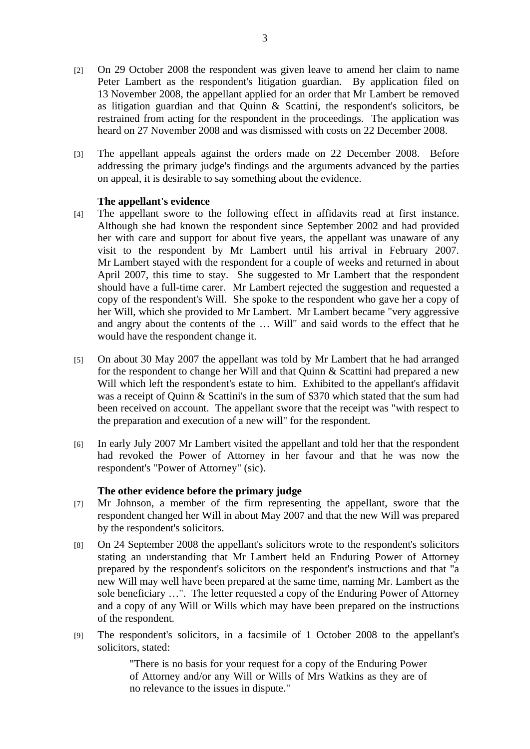[2] On 29 October 2008 the respondent was given leave to amend her claim to name Peter Lambert as the respondent's litigation guardian. By application filed on 13 November 2008, the appellant applied for an order that Mr Lambert be removed as litigation guardian and that Quinn & Scattini, the respondent's solicitors, be restrained from acting for the respondent in the proceedings. The application was heard on 27 November 2008 and was dismissed with costs on 22 December 2008.

[3] The appellant appeals against the orders made on 22 December 2008. Before addressing the primary judge's findings and the arguments advanced by the parties on appeal, it is desirable to say something about the evidence.

**The appellant's evidence**

[4] The appellant swore to the following effect in affidavits read at first instance. Although she had known the respondent since September 2002 and had provided her with care and support for about five years, the appellant was unaware of any visit to the respondent by Mr Lambert until his arrival in February 2007. Mr Lambert stayed with the respondent for a couple of weeks and returned in about April 2007, this time to stay. She suggested to Mr Lambert that the respondent should have a full-time carer. Mr Lambert rejected the suggestion and requested a copy of the respondent's Will. She spoke to the respondent who gave her a copy of her Will, which she provided to Mr Lambert. Mr Lambert became "very aggressive and angry about the contents of the … Will" and said words to the effect that he would have the respondent change it.

[5] On about 30 May 2007 the appellant was told by Mr Lambert that he had arranged for the respondent to change her Will and that Quinn & Scattini had prepared a new Will which left the respondent's estate to him. Exhibited to the appellant's affidavit was a receipt of Quinn & Scattini's in the sum of $370 which stated that the sum had been received on account. The appellant swore that the receipt was "with respect to the preparation and execution of a new will" for the respondent.

[6] In early July 2007 Mr Lambert visited the appellant and told her that the respondent had revoked the Power of Attorney in her favour and that he was now the respondent's "Power of Attorney" (sic).

**The other evidence before the primary judge**

[7] Mr Johnson, a member of the firm representing the appellant, swore that the respondent changed her Will in about May 2007 and that the new Will was prepared by the respondent's solicitors.

[8] On 24 September 2008 the appellant's solicitors wrote to the respondent's solicitors stating an understanding that Mr Lambert held an Enduring Power of Attorney prepared by the respondent's solicitors on the respondent's instructions and that "a new Will may well have been prepared at the same time, naming Mr. Lambert as the sole beneficiary …". The letter requested a copy of the Enduring Power of Attorney and a copy of any Will or Wills which may have been prepared on the instructions of the respondent.

[9] The respondent's solicitors, in a facsimile of 1 October 2008 to the appellant's solicitors, stated:

> "There is no basis for your request for a copy of the Enduring Power of Attorney and/or any Will or Wills of Mrs Watkins as they are of no relevance to the issues in dispute."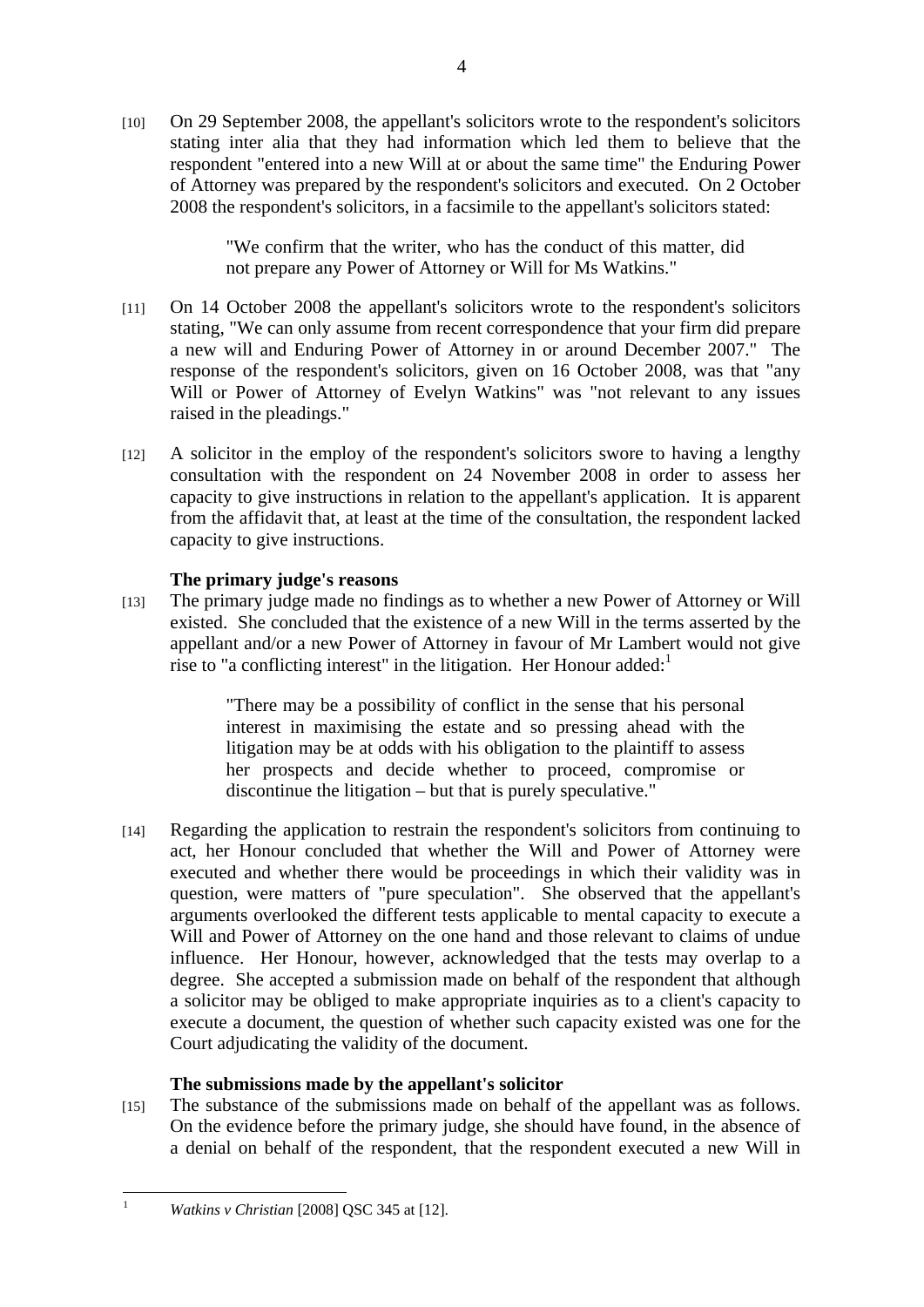[10] On 29 September 2008, the appellant's solicitors wrote to the respondent's solicitors stating inter alia that they had information which led them to believe that the respondent "entered into a new Will at or about the same time" the Enduring Power of Attorney was prepared by the respondent's solicitors and executed. On 2 October 2008 the respondent's solicitors, in a facsimile to the appellant's solicitors stated:

> "We confirm that the writer, who has the conduct of this matter, did not prepare any Power of Attorney or Will for Ms Watkins."

[11] On 14 October 2008 the appellant's solicitors wrote to the respondent's solicitors stating, "We can only assume from recent correspondence that your firm did prepare a new will and Enduring Power of Attorney in or around December 2007." The response of the respondent's solicitors, given on 16 October 2008, was that "any Will or Power of Attorney of Evelyn Watkins" was "not relevant to any issues raised in the pleadings."

[12] A solicitor in the employ of the respondent's solicitors swore to having a lengthy consultation with the respondent on 24 November 2008 in order to assess her capacity to give instructions in relation to the appellant's application. It is apparent from the affidavit that, at least at the time of the consultation, the respondent lacked capacity to give instructions.

**The primary judge's reasons**

[13] The primary judge made no findings as to whether a new Power of Attorney or Will existed. She concluded that the existence of a new Will in the terms asserted by the appellant and/or a new Power of Attorney in favour of Mr Lambert would not give rise to "a conflicting interest" in the litigation. Her Honour added:[1]

> "There may be a possibility of conflict in the sense that his personal interest in maximising the estate and so pressing ahead with the litigation may be at odds with his obligation to the plaintiff to assess her prospects and decide whether to proceed, compromise or discontinue the litigation – but that is purely speculative."

[14] Regarding the application to restrain the respondent's solicitors from continuing to act, her Honour concluded that whether the Will and Power of Attorney were executed and whether there would be proceedings in which their validity was in question, were matters of "pure speculation". She observed that the appellant's arguments overlooked the different tests applicable to mental capacity to execute a Will and Power of Attorney on the one hand and those relevant to claims of undue influence. Her Honour, however, acknowledged that the tests may overlap to a degree. She accepted a submission made on behalf of the respondent that although a solicitor may be obliged to make appropriate inquiries as to a client's capacity to execute a document, the question of whether such capacity existed was one for the Court adjudicating the validity of the document.

**The submissions made by the appellant's solicitor**

[15] The substance of the submissions made on behalf of the appellant was as follows. On the evidence before the primary judge, she should have found, in the absence of a denial on behalf of the respondent, that the respondent executed a new Will in

---

[1] *Watkins v Christian* [2008] QSC 345 at [12].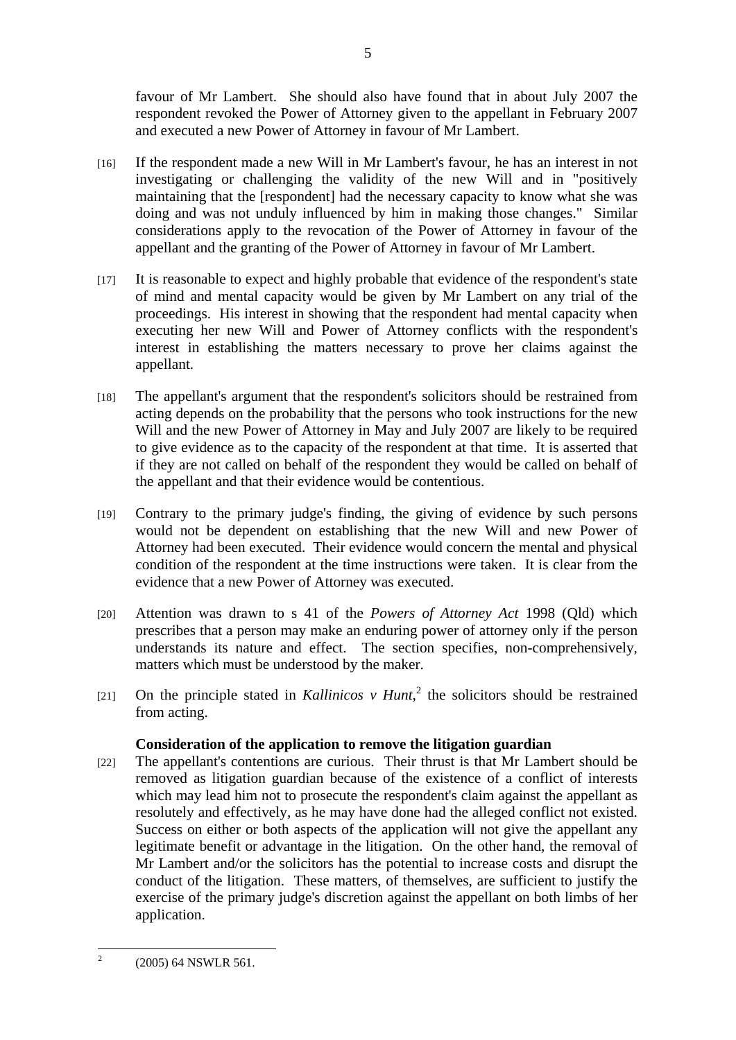favour of Mr Lambert. She should also have found that in about July 2007 the respondent revoked the Power of Attorney given to the appellant in February 2007 and executed a new Power of Attorney in favour of Mr Lambert.

[16] If the respondent made a new Will in Mr Lambert's favour, he has an interest in not investigating or challenging the validity of the new Will and in "positively maintaining that the [respondent] had the necessary capacity to know what she was doing and was not unduly influenced by him in making those changes." Similar considerations apply to the revocation of the Power of Attorney in favour of the appellant and the granting of the Power of Attorney in favour of Mr Lambert.

[17] It is reasonable to expect and highly probable that evidence of the respondent's state of mind and mental capacity would be given by Mr Lambert on any trial of the proceedings. His interest in showing that the respondent had mental capacity when executing her new Will and Power of Attorney conflicts with the respondent's interest in establishing the matters necessary to prove her claims against the appellant.

[18] The appellant's argument that the respondent's solicitors should be restrained from acting depends on the probability that the persons who took instructions for the new Will and the new Power of Attorney in May and July 2007 are likely to be required to give evidence as to the capacity of the respondent at that time. It is asserted that if they are not called on behalf of the respondent they would be called on behalf of the appellant and that their evidence would be contentious.

[19] Contrary to the primary judge's finding, the giving of evidence by such persons would not be dependent on establishing that the new Will and new Power of Attorney had been executed. Their evidence would concern the mental and physical condition of the respondent at the time instructions were taken. It is clear from the evidence that a new Power of Attorney was executed.

[20] Attention was drawn to s 41 of the *Powers of Attorney Act* 1998 (Qld) which prescribes that a person may make an enduring power of attorney only if the person understands its nature and effect. The section specifies, non-comprehensively, matters which must be understood by the maker.

[21] On the principle stated in *Kallinicos v Hunt*,[2] the solicitors should be restrained from acting.

**Consideration of the application to remove the litigation guardian**

[22] The appellant's contentions are curious. Their thrust is that Mr Lambert should be removed as litigation guardian because of the existence of a conflict of interests which may lead him not to prosecute the respondent's claim against the appellant as resolutely and effectively, as he may have done had the alleged conflict not existed. Success on either or both aspects of the application will not give the appellant any legitimate benefit or advantage in the litigation. On the other hand, the removal of Mr Lambert and/or the solicitors has the potential to increase costs and disrupt the conduct of the litigation. These matters, of themselves, are sufficient to justify the exercise of the primary judge's discretion against the appellant on both limbs of her application.

---

[2] (2005) 64 NSWLR 561.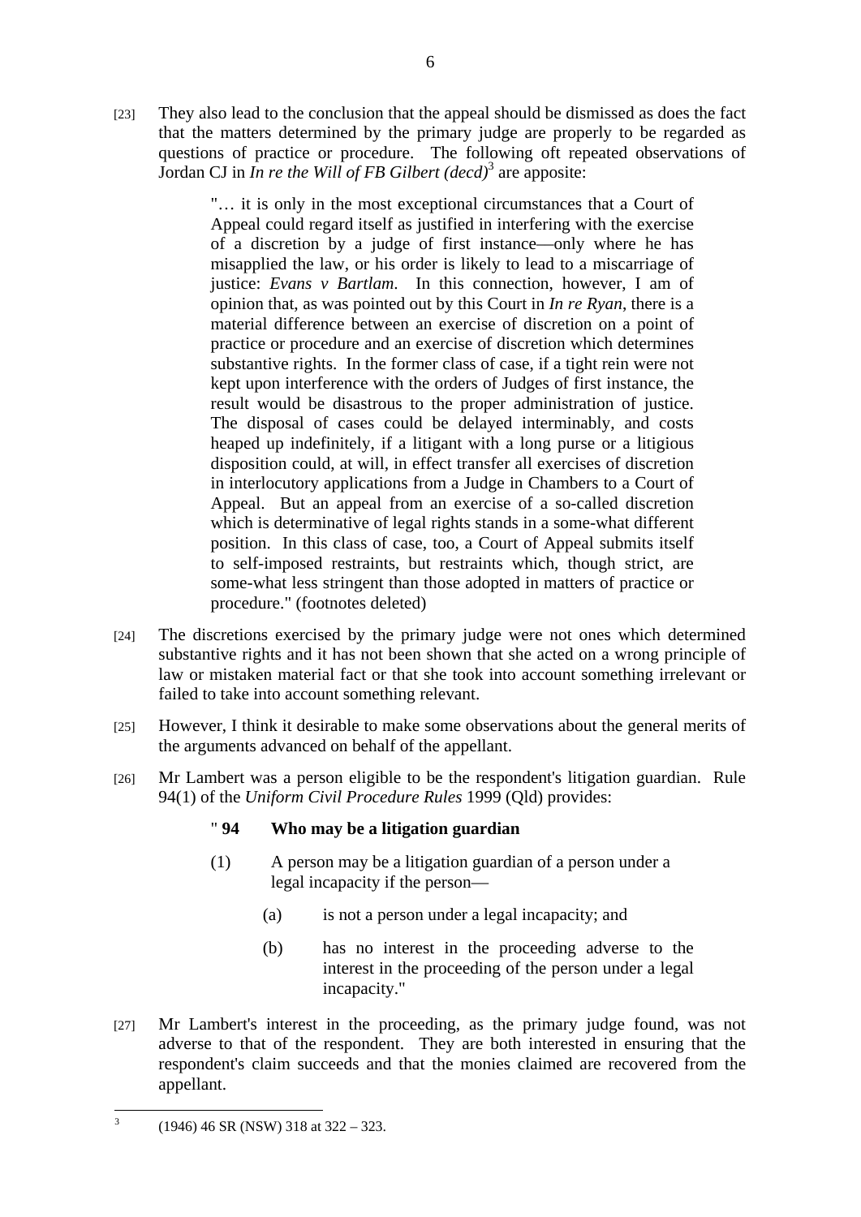[23] They also lead to the conclusion that the appeal should be dismissed as does the fact that the matters determined by the primary judge are properly to be regarded as questions of practice or procedure. The following oft repeated observations of Jordan CJ in *In re the Will of FB Gilbert (decd)*[3] are apposite:

> "… it is only in the most exceptional circumstances that a Court of Appeal could regard itself as justified in interfering with the exercise of a discretion by a judge of first instance—only where he has misapplied the law, or his order is likely to lead to a miscarriage of justice: *Evans v Bartlam*. In this connection, however, I am of opinion that, as was pointed out by this Court in *In re Ryan*, there is a material difference between an exercise of discretion on a point of practice or procedure and an exercise of discretion which determines substantive rights. In the former class of case, if a tight rein were not kept upon interference with the orders of Judges of first instance, the result would be disastrous to the proper administration of justice. The disposal of cases could be delayed interminably, and costs heaped up indefinitely, if a litigant with a long purse or a litigious disposition could, at will, in effect transfer all exercises of discretion in interlocutory applications from a Judge in Chambers to a Court of Appeal. But an appeal from an exercise of a so-called discretion which is determinative of legal rights stands in a some-what different position. In this class of case, too, a Court of Appeal submits itself to self-imposed restraints, but restraints which, though strict, are some-what less stringent than those adopted in matters of practice or procedure." (footnotes deleted)

[24] The discretions exercised by the primary judge were not ones which determined substantive rights and it has not been shown that she acted on a wrong principle of law or mistaken material fact or that she took into account something irrelevant or failed to take into account something relevant.

[25] However, I think it desirable to make some observations about the general merits of the arguments advanced on behalf of the appellant.

[26] Mr Lambert was a person eligible to be the respondent's litigation guardian. Rule 94(1) of the *Uniform Civil Procedure Rules* 1999 (Qld) provides:

> " **94 Who may be a litigation guardian**
>
> (1) A person may be a litigation guardian of a person under a legal incapacity if the person—
>
> (a) is not a person under a legal incapacity; and
>
> (b) has no interest in the proceeding adverse to the interest in the proceeding of the person under a legal incapacity."

[27] Mr Lambert's interest in the proceeding, as the primary judge found, was not adverse to that of the respondent. They are both interested in ensuring that the respondent's claim succeeds and that the monies claimed are recovered from the appellant.

---

[3] (1946) 46 SR (NSW) 318 at 322 – 323.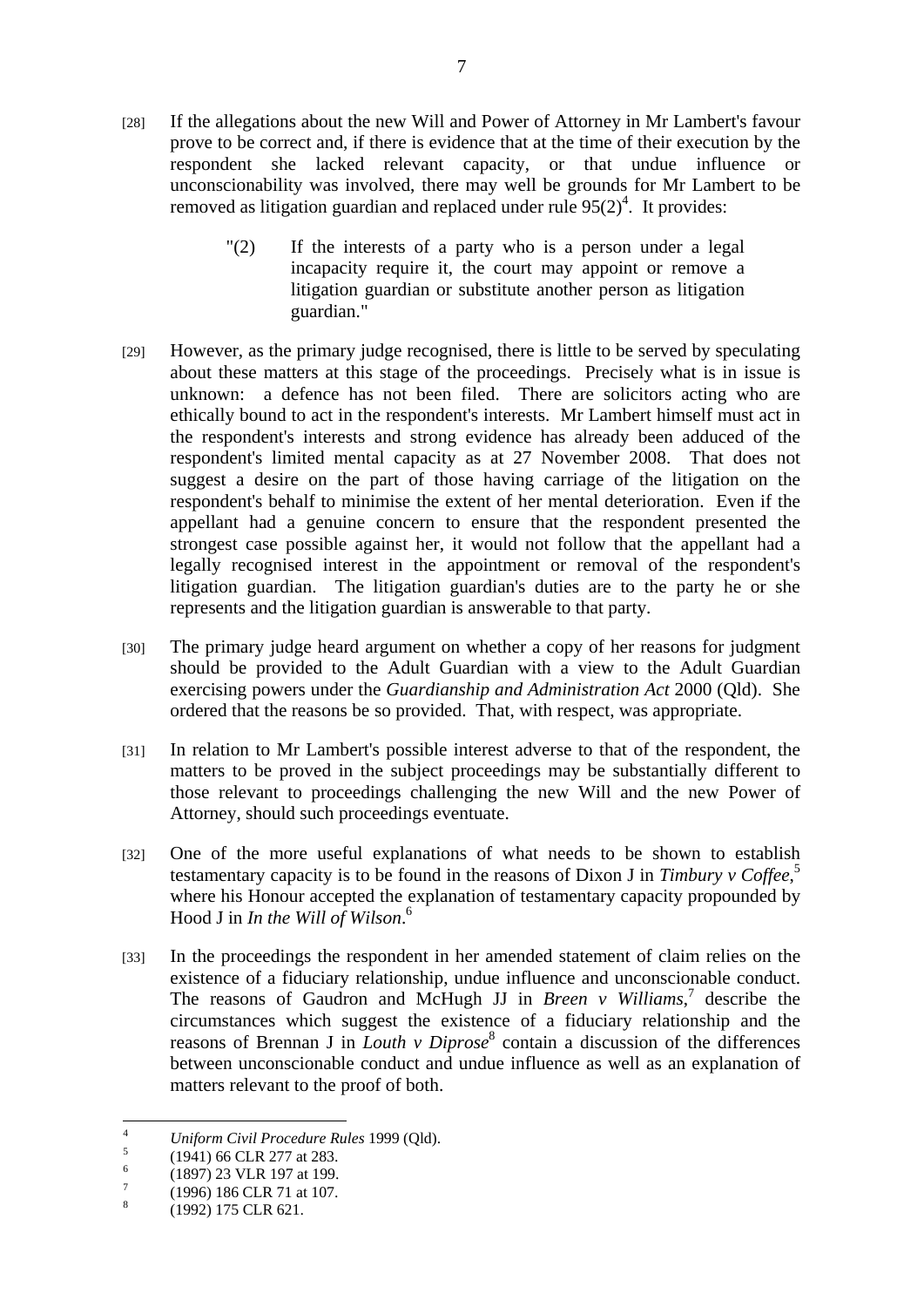[28] If the allegations about the new Will and Power of Attorney in Mr Lambert's favour prove to be correct and, if there is evidence that at the time of their execution by the respondent she lacked relevant capacity, or that undue influence or unconscionability was involved, there may well be grounds for Mr Lambert to be removed as litigation guardian and replaced under rule 95(2)[4]. It provides:

> "(2) If the interests of a party who is a person under a legal incapacity require it, the court may appoint or remove a litigation guardian or substitute another person as litigation guardian."

[29] However, as the primary judge recognised, there is little to be served by speculating about these matters at this stage of the proceedings. Precisely what is in issue is unknown: a defence has not been filed. There are solicitors acting who are ethically bound to act in the respondent's interests. Mr Lambert himself must act in the respondent's interests and strong evidence has already been adduced of the respondent's limited mental capacity as at 27 November 2008. That does not suggest a desire on the part of those having carriage of the litigation on the respondent's behalf to minimise the extent of her mental deterioration. Even if the appellant had a genuine concern to ensure that the respondent presented the strongest case possible against her, it would not follow that the appellant had a legally recognised interest in the appointment or removal of the respondent's litigation guardian. The litigation guardian's duties are to the party he or she represents and the litigation guardian is answerable to that party.

[30] The primary judge heard argument on whether a copy of her reasons for judgment should be provided to the Adult Guardian with a view to the Adult Guardian exercising powers under the *Guardianship and Administration Act* 2000 (Qld). She ordered that the reasons be so provided. That, with respect, was appropriate.

[31] In relation to Mr Lambert's possible interest adverse to that of the respondent, the matters to be proved in the subject proceedings may be substantially different to those relevant to proceedings challenging the new Will and the new Power of Attorney, should such proceedings eventuate.

[32] One of the more useful explanations of what needs to be shown to establish testamentary capacity is to be found in the reasons of Dixon J in *Timbury v Coffee*,[5] where his Honour accepted the explanation of testamentary capacity propounded by Hood J in *In the Will of Wilson*.[6]

[33] In the proceedings the respondent in her amended statement of claim relies on the existence of a fiduciary relationship, undue influence and unconscionable conduct. The reasons of Gaudron and McHugh JJ in *Breen v Williams*,[7] describe the circumstances which suggest the existence of a fiduciary relationship and the reasons of Brennan J in *Louth v Diprose*[8] contain a discussion of the differences between unconscionable conduct and undue influence as well as an explanation of matters relevant to the proof of both.

---

[4] *Uniform Civil Procedure Rules* 1999 (Qld).

[5] (1941) 66 CLR 277 at 283.

[6] (1897) 23 VLR 197 at 199.

[7] (1996) 186 CLR 71 at 107.

[8] (1992) 175 CLR 621.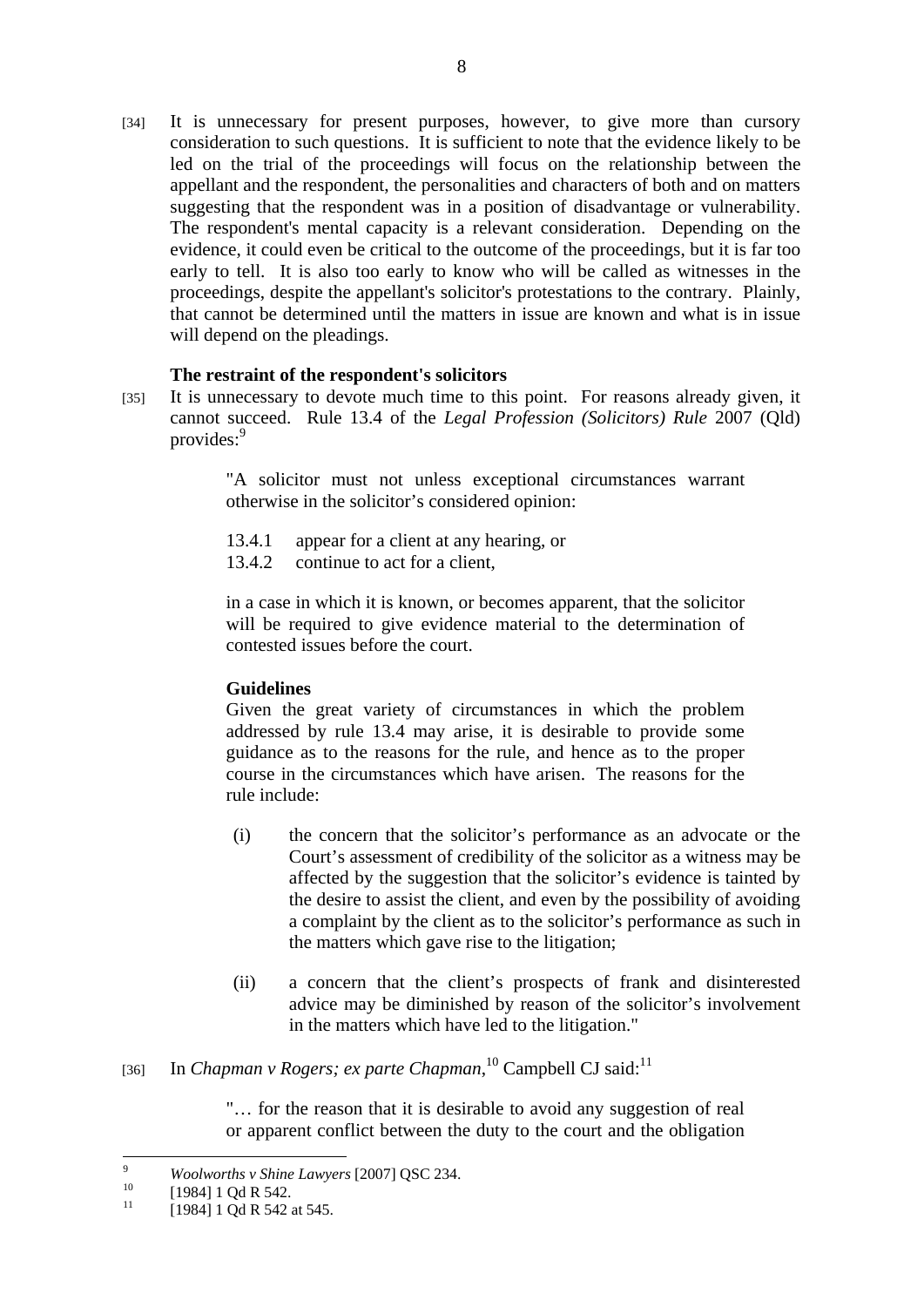[34] It is unnecessary for present purposes, however, to give more than cursory consideration to such questions. It is sufficient to note that the evidence likely to be led on the trial of the proceedings will focus on the relationship between the appellant and the respondent, the personalities and characters of both and on matters suggesting that the respondent was in a position of disadvantage or vulnerability. The respondent's mental capacity is a relevant consideration. Depending on the evidence, it could even be critical to the outcome of the proceedings, but it is far too early to tell. It is also too early to know who will be called as witnesses in the proceedings, despite the appellant's solicitor's protestations to the contrary. Plainly, that cannot be determined until the matters in issue are known and what is in issue will depend on the pleadings.

**The restraint of the respondent's solicitors**

[35] It is unnecessary to devote much time to this point. For reasons already given, it cannot succeed. Rule 13.4 of the *Legal Profession (Solicitors) Rule* 2007 (Qld) provides:[9]

> "A solicitor must not unless exceptional circumstances warrant otherwise in the solicitor's considered opinion:
>
> 13.4.1 appear for a client at any hearing, or
> 13.4.2 continue to act for a client,
>
> in a case in which it is known, or becomes apparent, that the solicitor will be required to give evidence material to the determination of contested issues before the court.
>
> **Guidelines**
> Given the great variety of circumstances in which the problem addressed by rule 13.4 may arise, it is desirable to provide some guidance as to the reasons for the rule, and hence as to the proper course in the circumstances which have arisen. The reasons for the rule include:
>
> (i) the concern that the solicitor's performance as an advocate or the Court's assessment of credibility of the solicitor as a witness may be affected by the suggestion that the solicitor's evidence is tainted by the desire to assist the client, and even by the possibility of avoiding a complaint by the client as to the solicitor's performance as such in the matters which gave rise to the litigation;
>
> (ii) a concern that the client's prospects of frank and disinterested advice may be diminished by reason of the solicitor's involvement in the matters which have led to the litigation."

[36] In *Chapman v Rogers; ex parte Chapman*,[10] Campbell CJ said:[11]

> "… for the reason that it is desirable to avoid any suggestion of real or apparent conflict between the duty to the court and the obligation

---

[9] *Woolworths v Shine Lawyers* [2007] QSC 234.

[10] [1984] 1 Qd R 542.

[11] [1984] 1 Qd R 542 at 545.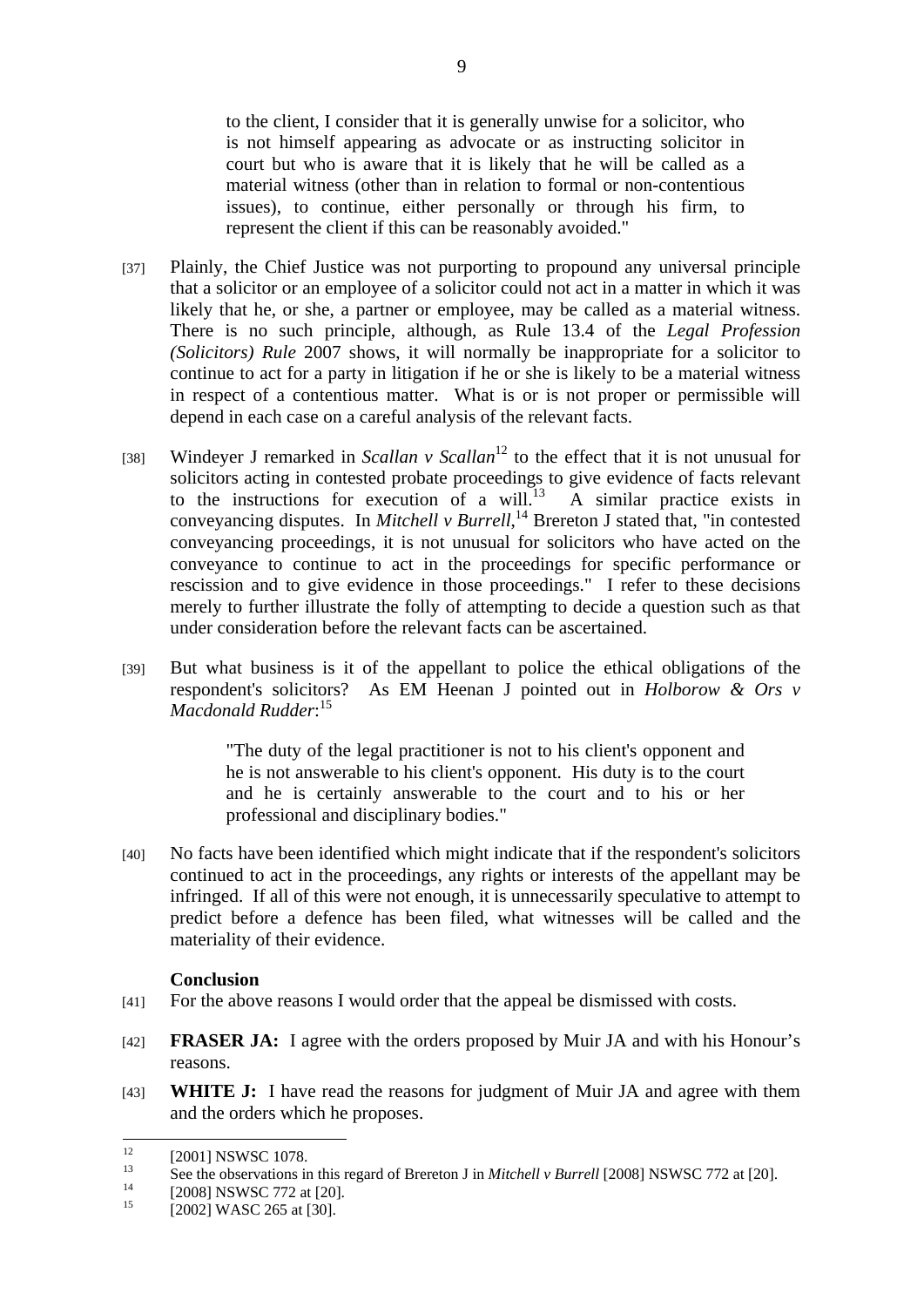> to the client, I consider that it is generally unwise for a solicitor, who is not himself appearing as advocate or as instructing solicitor in court but who is aware that it is likely that he will be called as a material witness (other than in relation to formal or non-contentious issues), to continue, either personally or through his firm, to represent the client if this can be reasonably avoided."

[37] Plainly, the Chief Justice was not purporting to propound any universal principle that a solicitor or an employee of a solicitor could not act in a matter in which it was likely that he, or she, a partner or employee, may be called as a material witness. There is no such principle, although, as Rule 13.4 of the *Legal Profession (Solicitors) Rule* 2007 shows, it will normally be inappropriate for a solicitor to continue to act for a party in litigation if he or she is likely to be a material witness in respect of a contentious matter. What is or is not proper or permissible will depend in each case on a careful analysis of the relevant facts.

[38] Windeyer J remarked in *Scallan v Scallan*[12] to the effect that it is not unusual for solicitors acting in contested probate proceedings to give evidence of facts relevant to the instructions for execution of a will.[13] A similar practice exists in conveyancing disputes. In *Mitchell v Burrell*,[14] Brereton J stated that, "in contested conveyancing proceedings, it is not unusual for solicitors who have acted on the conveyance to continue to act in the proceedings for specific performance or rescission and to give evidence in those proceedings." I refer to these decisions merely to further illustrate the folly of attempting to decide a question such as that under consideration before the relevant facts can be ascertained.

[39] But what business is it of the appellant to police the ethical obligations of the respondent's solicitors? As EM Heenan J pointed out in *Holborow & Ors v Macdonald Rudder*:[15]

> "The duty of the legal practitioner is not to his client's opponent and he is not answerable to his client's opponent. His duty is to the court and he is certainly answerable to the court and to his or her professional and disciplinary bodies."

[40] No facts have been identified which might indicate that if the respondent's solicitors continued to act in the proceedings, any rights or interests of the appellant may be infringed. If all of this were not enough, it is unnecessarily speculative to attempt to predict before a defence has been filed, what witnesses will be called and the materiality of their evidence.

**Conclusion**

[41] For the above reasons I would order that the appeal be dismissed with costs.

[42] **FRASER JA:** I agree with the orders proposed by Muir JA and with his Honour's reasons.

[43] **WHITE J:** I have read the reasons for judgment of Muir JA and agree with them and the orders which he proposes.

---

[12] [2001] NSWSC 1078.

[13] See the observations in this regard of Brereton J in *Mitchell v Burrell* [2008] NSWSC 772 at [20].

[14] [2008] NSWSC 772 at [20].

[15] [2002] WASC 265 at [30].